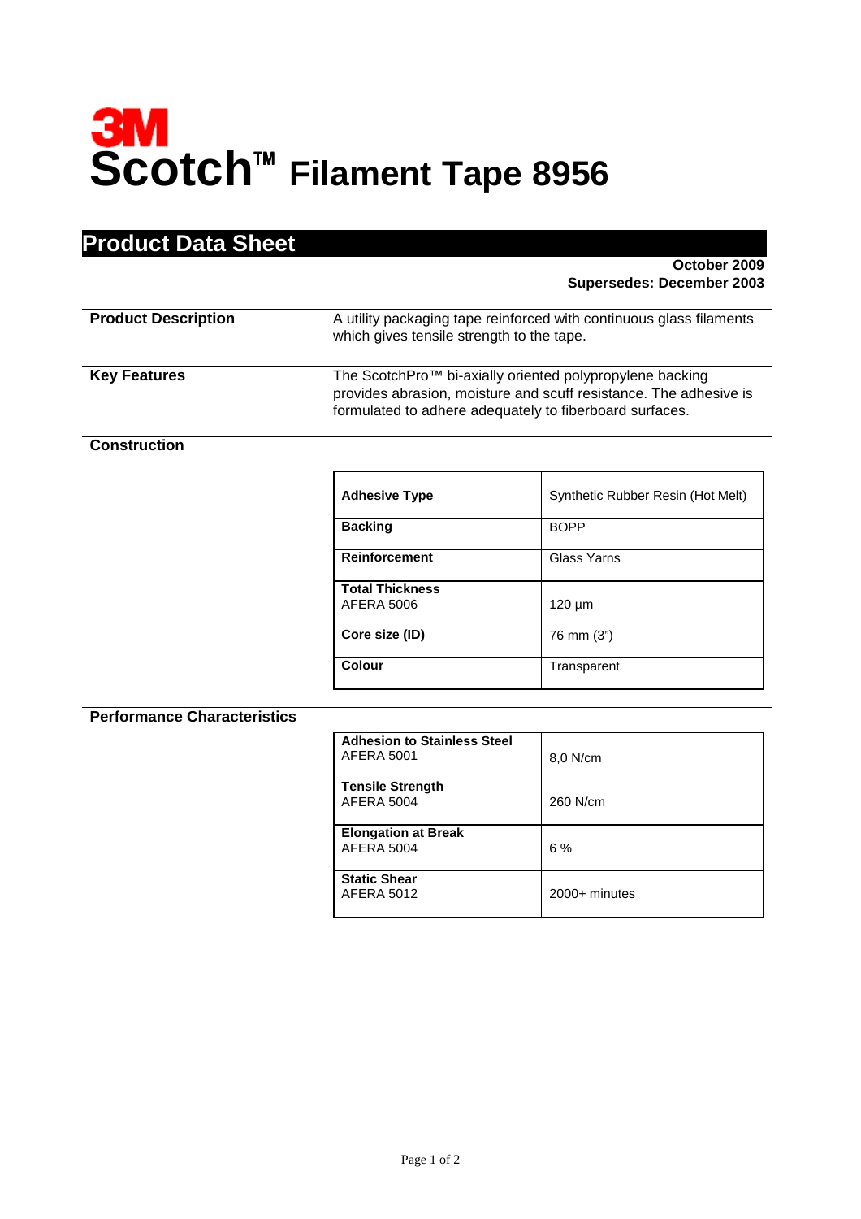# 3M

# Scotch™ Filament Tape 8956

## Product Data Sheet

**October 2009**
**Supersedes: December 2003**

| | |
|---|---|
| **Product Description** | A utility packaging tape reinforced with continuous glass filaments which gives tensile strength to the tape. |
| **Key Features** | The ScotchPro™ bi-axially oriented polypropylene backing provides abrasion, moisture and scuff resistance. The adhesive is formulated to adhere adequately to fiberboard surfaces. |

### Construction

| | |
|---|---|
| **Adhesive Type** | Synthetic Rubber Resin (Hot Melt) |
| **Backing** | BOPP |
| **Reinforcement** | Glass Yarns |
| **Total Thickness** AFERA 5006 | 120 µm |
| **Core size (ID)** | 76 mm (3") |
| **Colour** | Transparent |

### Performance Characteristics

| | |
|---|---|
| **Adhesion to Stainless Steel** AFERA 5001 | 8,0 N/cm |
| **Tensile Strength** AFERA 5004 | 260 N/cm |
| **Elongation at Break** AFERA 5004 | 6 % |
| **Static Shear** AFERA 5012 | 2000+ minutes |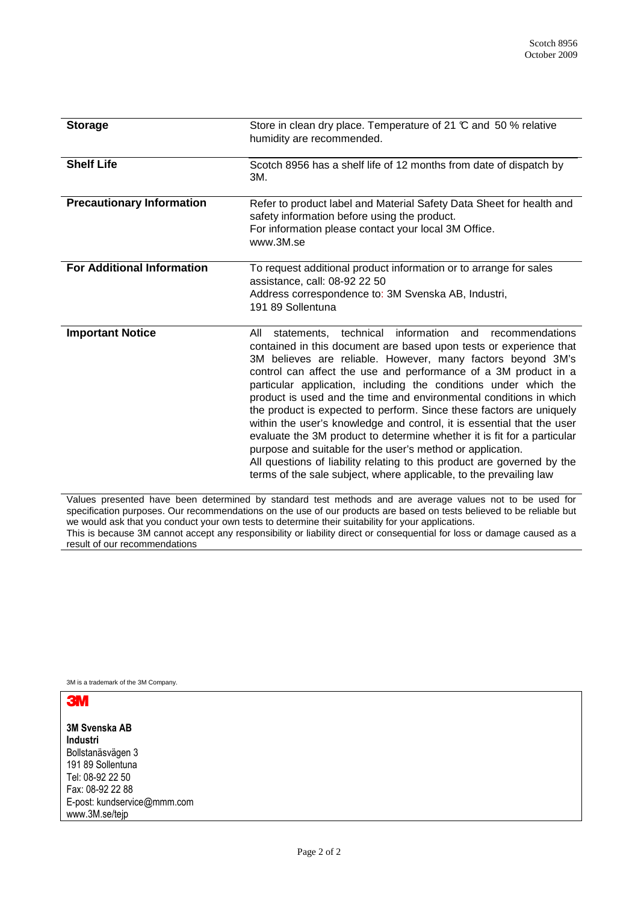| | |
|---|---|
| **Storage** | Store in clean dry place. Temperature of 21 °C and 50 % relative humidity are recommended. |
| **Shelf Life** | Scotch 8956 has a shelf life of 12 months from date of dispatch by 3M. |
| **Precautionary Information** | Refer to product label and Material Safety Data Sheet for health and safety information before using the product.<br>For information please contact your local 3M Office.<br>www.3M.se |
| **For Additional Information** | To request additional product information or to arrange for sales assistance, call: 08-92 22 50<br>Address correspondence to: 3M Svenska AB, Industri, 191 89 Sollentuna |
| **Important Notice** | All statements, technical information and recommendations contained in this document are based upon tests or experience that 3M believes are reliable. However, many factors beyond 3M's control can affect the use and performance of a 3M product in a particular application, including the conditions under which the product is used and the time and environmental conditions in which the product is expected to perform. Since these factors are uniquely within the user's knowledge and control, it is essential that the user evaluate the 3M product to determine whether it is fit for a particular purpose and suitable for the user's method or application.<br>All questions of liability relating to this product are governed by the terms of the sale subject, where applicable, to the prevailing law |

Values presented have been determined by standard test methods and are average values not to be used for specification purposes. Our recommendations on the use of our products are based on tests believed to be reliable but we would ask that you conduct your own tests to determine their suitability for your applications.
This is because 3M cannot accept any responsibility or liability direct or consequential for loss or damage caused as a result of our recommendations

3M is a trademark of the 3M Company.

**3M**

**3M Svenska AB**
**Industri**
Bollstanäsvägen 3
191 89 Sollentuna
Tel: 08-92 22 50
Fax: 08-92 22 88
E-post: kundservice@mmm.com
www.3M.se/tejp